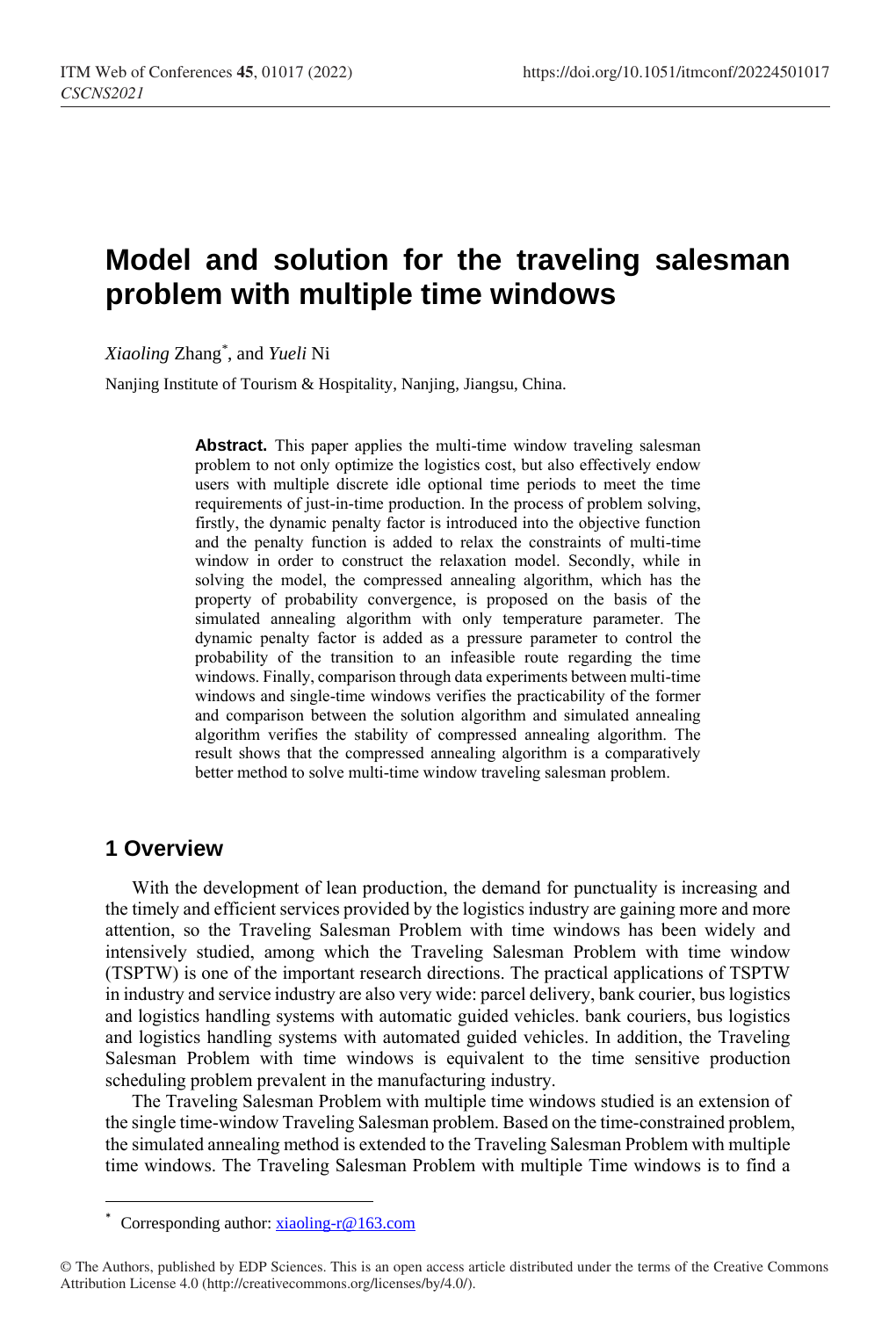# Model and solution for the traveling salesman problem with multiple time windows

*Xiaoling* Zhang*, and *Yueli* Ni

Nanjing Institute of Tourism & Hospitality, Nanjing, Jiangsu, China.

**Abstract.** This paper applies the multi-time window traveling salesman problem to not only optimize the logistics cost, but also effectively endow users with multiple discrete idle optional time periods to meet the time requirements of just-in-time production. In the process of problem solving, firstly, the dynamic penalty factor is introduced into the objective function and the penalty function is added to relax the constraints of multi-time window in order to construct the relaxation model. Secondly, while in solving the model, the compressed annealing algorithm, which has the property of probability convergence, is proposed on the basis of the simulated annealing algorithm with only temperature parameter. The dynamic penalty factor is added as a pressure parameter to control the probability of the transition to an infeasible route regarding the time windows. Finally, comparison through data experiments between multi-time windows and single-time windows verifies the practicability of the former and comparison between the solution algorithm and simulated annealing algorithm verifies the stability of compressed annealing algorithm. The result shows that the compressed annealing algorithm is a comparatively better method to solve multi-time window traveling salesman problem.

## 1 Overview

With the development of lean production, the demand for punctuality is increasing and the timely and efficient services provided by the logistics industry are gaining more and more attention, so the Traveling Salesman Problem with time windows has been widely and intensively studied, among which the Traveling Salesman Problem with time window (TSPTW) is one of the important research directions. The practical applications of TSPTW in industry and service industry are also very wide: parcel delivery, bank courier, bus logistics and logistics handling systems with automatic guided vehicles. bank couriers, bus logistics and logistics handling systems with automated guided vehicles. In addition, the Traveling Salesman Problem with time windows is equivalent to the time sensitive production scheduling problem prevalent in the manufacturing industry.

The Traveling Salesman Problem with multiple time windows studied is an extension of the single time-window Traveling Salesman problem. Based on the time-constrained problem, the simulated annealing method is extended to the Traveling Salesman Problem with multiple time windows. The Traveling Salesman Problem with multiple Time windows is to find a

* Corresponding author: xiaoling-r@163.com

© The Authors, published by EDP Sciences. This is an open access article distributed under the terms of the Creative Commons Attribution License 4.0 (http://creativecommons.org/licenses/by/4.0/).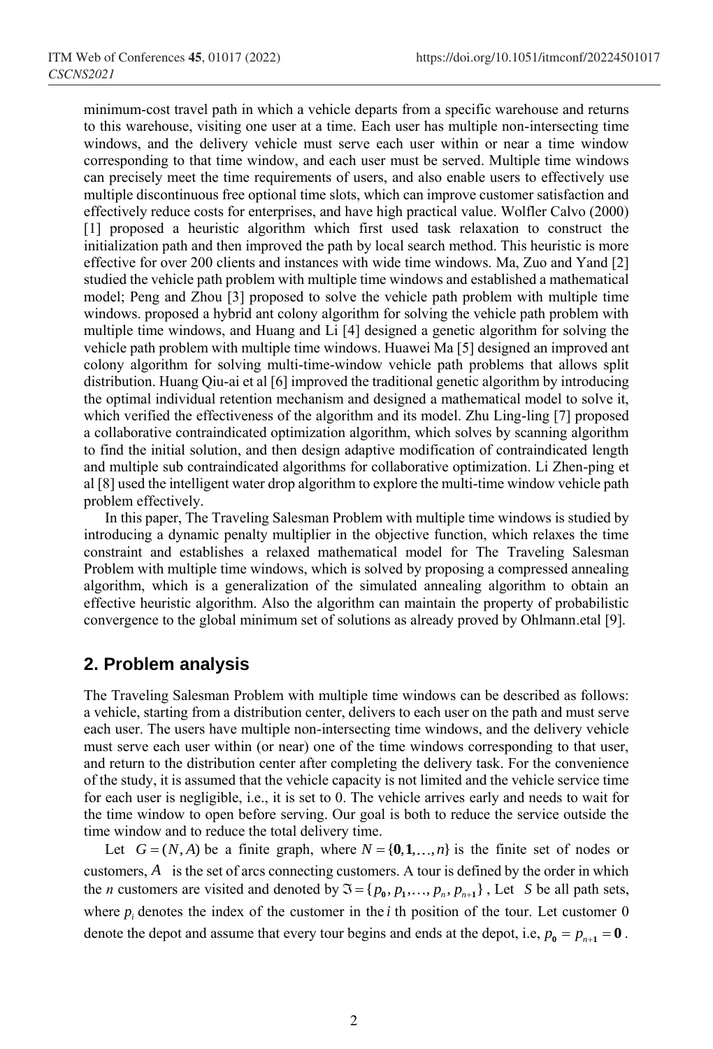minimum-cost travel path in which a vehicle departs from a specific warehouse and returns to this warehouse, visiting one user at a time. Each user has multiple non-intersecting time windows, and the delivery vehicle must serve each user within or near a time window corresponding to that time window, and each user must be served. Multiple time windows can precisely meet the time requirements of users, and also enable users to effectively use multiple discontinuous free optional time slots, which can improve customer satisfaction and effectively reduce costs for enterprises, and have high practical value. Wolfler Calvo (2000) [1] proposed a heuristic algorithm which first used task relaxation to construct the initialization path and then improved the path by local search method. This heuristic is more effective for over 200 clients and instances with wide time windows. Ma, Zuo and Yand [2] studied the vehicle path problem with multiple time windows and established a mathematical model; Peng and Zhou [3] proposed to solve the vehicle path problem with multiple time windows. proposed a hybrid ant colony algorithm for solving the vehicle path problem with multiple time windows, and Huang and Li [4] designed a genetic algorithm for solving the vehicle path problem with multiple time windows. Huawei Ma [5] designed an improved ant colony algorithm for solving multi-time-window vehicle path problems that allows split distribution. Huang Qiu-ai et al [6] improved the traditional genetic algorithm by introducing the optimal individual retention mechanism and designed a mathematical model to solve it, which verified the effectiveness of the algorithm and its model. Zhu Ling-ling [7] proposed a collaborative contraindicated optimization algorithm, which solves by scanning algorithm to find the initial solution, and then design adaptive modification of contraindicated length and multiple sub contraindicated algorithms for collaborative optimization. Li Zhen-ping et al [8] used the intelligent water drop algorithm to explore the multi-time window vehicle path problem effectively.

In this paper, The Traveling Salesman Problem with multiple time windows is studied by introducing a dynamic penalty multiplier in the objective function, which relaxes the time constraint and establishes a relaxed mathematical model for The Traveling Salesman Problem with multiple time windows, which is solved by proposing a compressed annealing algorithm, which is a generalization of the simulated annealing algorithm to obtain an effective heuristic algorithm. Also the algorithm can maintain the property of probabilistic convergence to the global minimum set of solutions as already proved by Ohlmann.etal [9].

## 2. Problem analysis

The Traveling Salesman Problem with multiple time windows can be described as follows: a vehicle, starting from a distribution center, delivers to each user on the path and must serve each user. The users have multiple non-intersecting time windows, and the delivery vehicle must serve each user within (or near) one of the time windows corresponding to that user, and return to the distribution center after completing the delivery task. For the convenience of the study, it is assumed that the vehicle capacity is not limited and the vehicle service time for each user is negligible, i.e., it is set to 0. The vehicle arrives early and needs to wait for the time window to open before serving. Our goal is both to reduce the service outside the time window and to reduce the total delivery time.

Let $G = (N, A)$ be a finite graph, where $N = \{\mathbf{0}, \mathbf{1}, \ldots, n\}$ is the finite set of nodes or customers, $A$ is the set of arcs connecting customers. A tour is defined by the order in which the $n$ customers are visited and denoted by $\Im = \{p_{\mathbf{0}}, p_{\mathbf{1}}, \ldots, p_n, p_{n+\mathbf{1}}\}$, Let $S$ be all path sets, where $p_i$ denotes the index of the customer in the $i$ th position of the tour. Let customer 0 denote the depot and assume that every tour begins and ends at the depot, i.e, $p_{\mathbf{0}} = p_{n+\mathbf{1}} = \mathbf{0}$.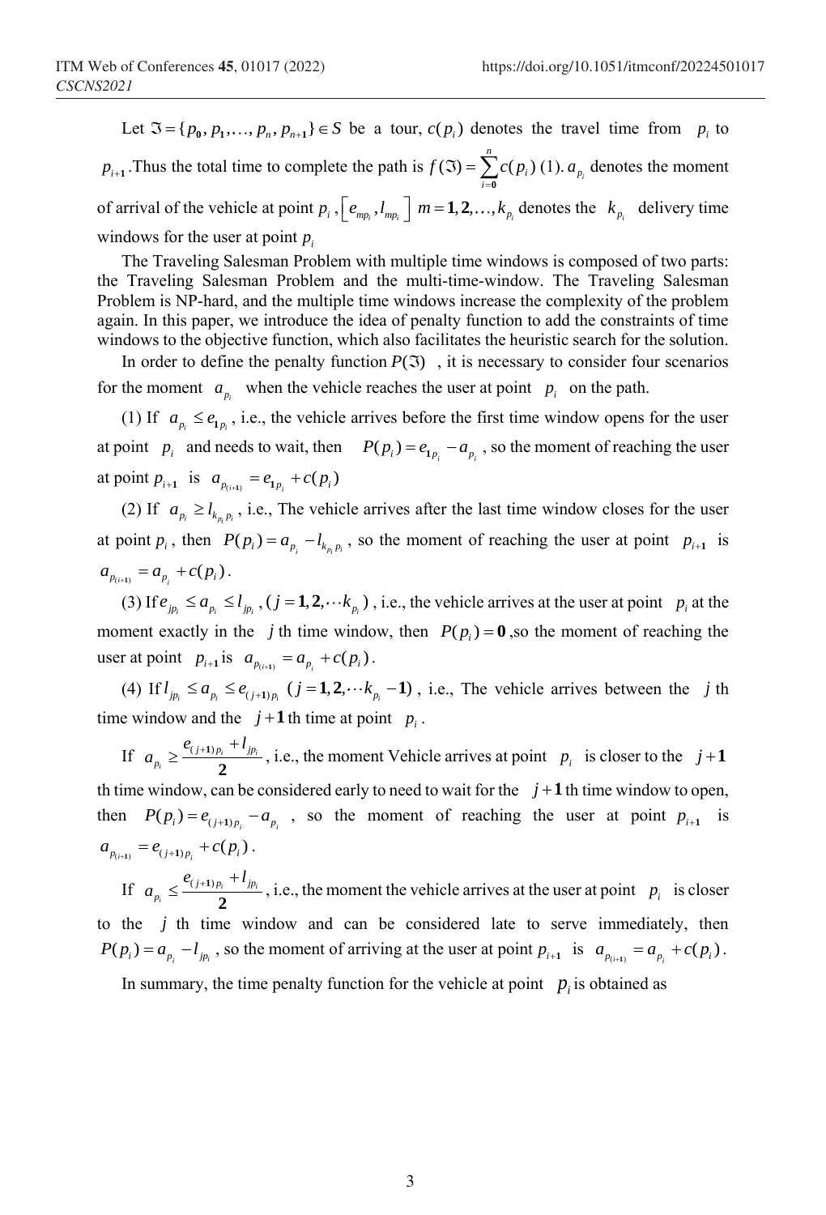Let $\Im = \{p_0, p_1, \ldots, p_n, p_{n+1}\} \in S$ be a tour, $c(p_i)$ denotes the travel time from $p_i$ to $p_{i+1}$. Thus the total time to complete the path is $f(\Im) = \sum_{i=0}^{n} c(p_i)$ (1). $a_{p_i}$ denotes the moment of arrival of the vehicle at point $p_i$, $\left[e_{mp_i}, l_{mp_i}\right]$ $m = 1, 2, \ldots, k_{p_i}$ denotes the $k_{p_i}$ delivery time windows for the user at point $p_i$

The Traveling Salesman Problem with multiple time windows is composed of two parts: the Traveling Salesman Problem and the multi-time-window. The Traveling Salesman Problem is NP-hard, and the multiple time windows increase the complexity of the problem again. In this paper, we introduce the idea of penalty function to add the constraints of time windows to the objective function, which also facilitates the heuristic search for the solution.

In order to define the penalty function $P(\Im)$, it is necessary to consider four scenarios for the moment $a_{p_i}$ when the vehicle reaches the user at point $p_i$ on the path.

(1) If $a_{p_i} \leq e_{1p_i}$, i.e., the vehicle arrives before the first time window opens for the user at point $p_i$ and needs to wait, then $P(p_i) = e_{1p_i} - a_{p_i}$, so the moment of reaching the user at point $p_{i+1}$ is $a_{p_{(i+1)}} = e_{1p_i} + c(p_i)$

(2) If $a_{p_i} \geq l_{k_{p_i} p_i}$, i.e., The vehicle arrives after the last time window closes for the user at point $p_i$, then $P(p_i) = a_{p_i} - l_{k_{p_i} p_i}$, so the moment of reaching the user at point $p_{i+1}$ is $a_{p_{(i+1)}} = a_{p_i} + c(p_i)$.

(3) If $e_{jp_i} \leq a_{p_i} \leq l_{jp_i}$, $(j = 1, 2, \cdots k_{p_i})$, i.e., the vehicle arrives at the user at point $p_i$ at the moment exactly in the $j$ th time window, then $P(p_i) = 0$, so the moment of reaching the user at point $p_{i+1}$ is $a_{p_{(i+1)}} = a_{p_i} + c(p_i)$.

(4) If $l_{jp_i} \leq a_{p_i} \leq e_{(j+1)p_i}$ $(j = 1, 2, \cdots k_{p_i} - 1)$, i.e., The vehicle arrives between the $j$ th time window and the $j+1$ th time at point $p_i$.

If $a_{p_i} \geq \frac{e_{(j+1)p_i} + l_{jp_i}}{2}$, i.e., the moment Vehicle arrives at point $p_i$ is closer to the $j+1$ th time window, can be considered early to need to wait for the $j+1$ th time window to open, then $P(p_i) = e_{(j+1)p_i} - a_{p_i}$, so the moment of reaching the user at point $p_{i+1}$ is $a_{p_{(i+1)}} = e_{(j+1)p_i} + c(p_i)$.

If $a_{p_i} \leq \frac{e_{(j+1)p_i} + l_{jp_i}}{2}$, i.e., the moment the vehicle arrives at the user at point $p_i$ is closer to the $j$ th time window and can be considered late to serve immediately, then $P(p_i) = a_{p_i} - l_{jp_i}$, so the moment of arriving at the user at point $p_{i+1}$ is $a_{p_{(i+1)}} = a_{p_i} + c(p_i)$.

In summary, the time penalty function for the vehicle at point $p_i$ is obtained as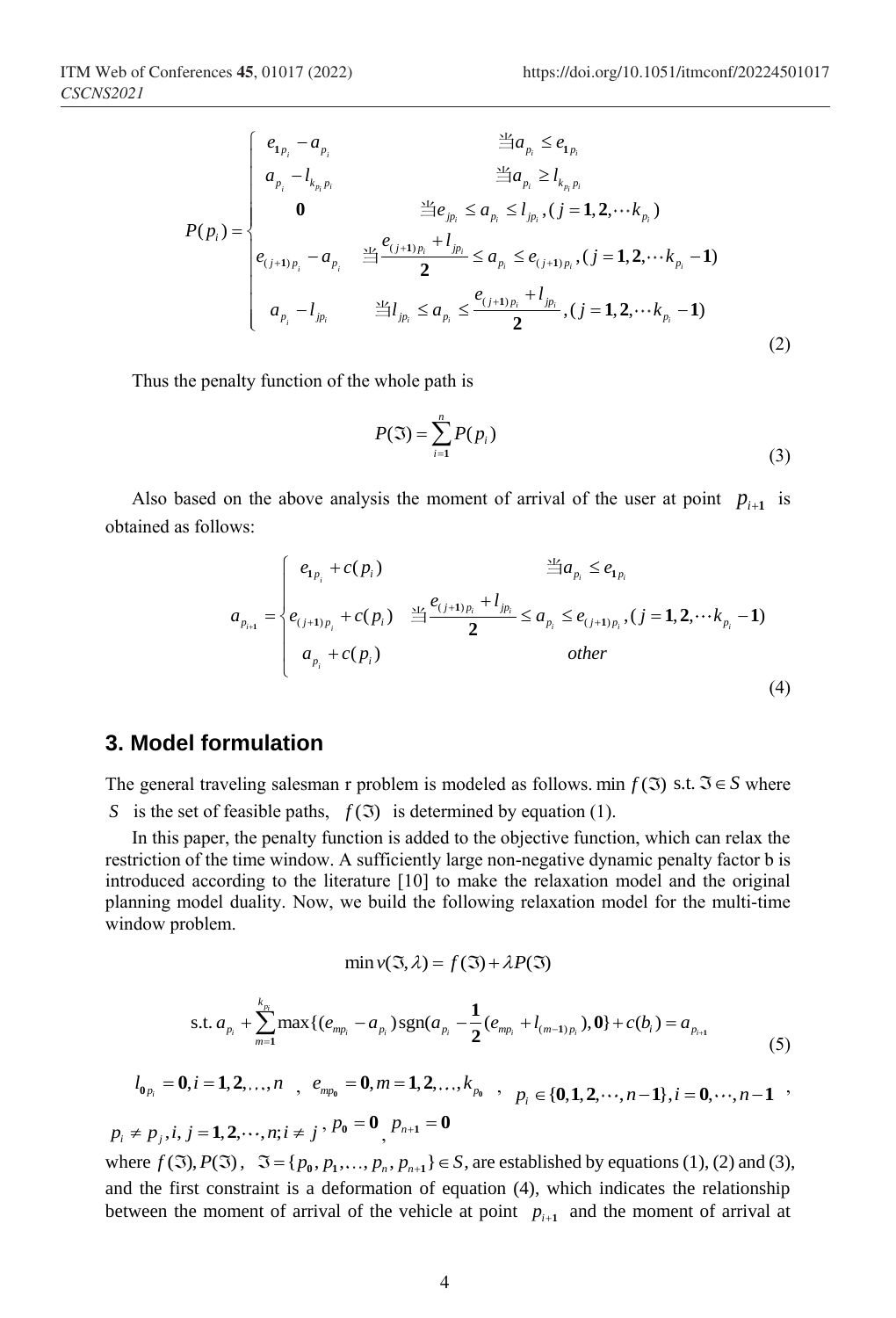$$
P(p_i)=\begin{cases} e_{1p_i}-a_{p_i} & 当 a_{p_i}\le e_{1p_i} \\ a_{p_i}-l_{k_{p_i}p_i} & 当 a_{p_i}\ge l_{k_{p_i}p_i} \\ 0 & 当 e_{jp_i}\le a_{p_i}\le l_{jp_i},(j=1,2,\cdots k_{p_i}) \\ e_{(j+1)p_i}-a_{p_i} & 当 \dfrac{e_{(j+1)p_i}+l_{jp_i}}{2}\le a_{p_i}\le e_{(j+1)p_i},(j=1,2,\cdots k_{p_i}-1) \\ a_{p_i}-l_{jp_i} & 当 l_{jp_i}\le a_{p_i}\le \dfrac{e_{(j+1)p_i}+l_{jp_i}}{2},(j=1,2,\cdots k_{p_i}-1) \end{cases} \tag{2}
$$

Thus the penalty function of the whole path is

$$
P(\Im)=\sum_{i=1}^{n}P(p_i) \tag{3}
$$

Also based on the above analysis the moment of arrival of the user at point $p_{i+1}$ is obtained as follows:

$$
a_{p_{i+1}}=\begin{cases} e_{1p_i}+c(p_i) & 当 a_{p_i}\le e_{1p_i} \\ e_{(j+1)p_i}+c(p_i) & 当 \dfrac{e_{(j+1)p_i}+l_{jp_i}}{2}\le a_{p_i}\le e_{(j+1)p_i},(j=1,2,\cdots k_{p_i}-1) \\ a_{p_i}+c(p_i) & other \end{cases} \tag{4}
$$

## 3. Model formulation

The general traveling salesman r problem is modeled as follows. $\min f(\Im)$ s.t. $\Im\in S$ where $S$ is the set of feasible paths, $f(\Im)$ is determined by equation (1).

In this paper, the penalty function is added to the objective function, which can relax the restriction of the time window. A sufficiently large non-negative dynamic penalty factor b is introduced according to the literature [10] to make the relaxation model and the original planning model duality. Now, we build the following relaxation model for the multi-time window problem.

$$
\min v(\Im,\lambda)=f(\Im)+\lambda P(\Im)
$$

$$
\text{s.t. } a_{p_i}+\sum_{m=1}^{k_{p_i}}\max\{(e_{mp_i}-a_{p_i})\operatorname{sgn}(a_{p_i}-\frac{1}{2}(e_{mp_i}+l_{(m-1)p_i}),0\}+c(b_i)=a_{p_{i+1}} \tag{5}
$$

$l_{0p_i}=0, i=1,2,\dots,n$ , $e_{mp_0}=0, m=1,2,\dots,k_{p_0}$ , $p_i\in\{0,1,2,\cdots,n-1\}, i=0,\cdots,n-1$ , $p_i\ne p_j, i,j=1,2,\cdots,n; i\ne j$ , $p_0=0$ , $p_{n+1}=0$

where $f(\Im), P(\Im)$ , $\Im=\{p_0,p_1,\dots,p_n,p_{n+1}\}\in S$, are established by equations (1), (2) and (3), and the first constraint is a deformation of equation (4), which indicates the relationship between the moment of arrival of the vehicle at point $p_{i+1}$ and the moment of arrival at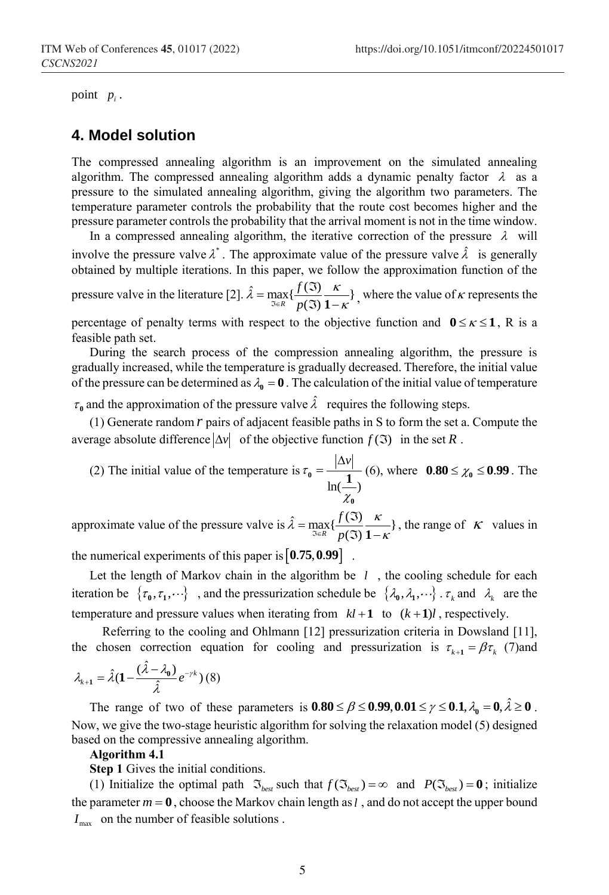point $p_i$.

## 4. Model solution

The compressed annealing algorithm is an improvement on the simulated annealing algorithm. The compressed annealing algorithm adds a dynamic penalty factor $\lambda$ as a pressure to the simulated annealing algorithm, giving the algorithm two parameters. The temperature parameter controls the probability that the route cost becomes higher and the pressure parameter controls the probability that the arrival moment is not in the time window.

In a compressed annealing algorithm, the iterative correction of the pressure $\lambda$ will involve the pressure valve $\lambda^*$. The approximate value of the pressure valve $\hat{\lambda}$ is generally obtained by multiple iterations. In this paper, we follow the approximation function of the pressure valve in the literature [2]. $\hat{\lambda} = \max_{\Im \in R}\{\frac{f(\Im)}{p(\Im)}\frac{\kappa}{1-\kappa}\}$, where the value of $\kappa$ represents the percentage of penalty terms with respect to the objective function and $0 \le \kappa \le 1$, R is a feasible path set.

During the search process of the compression annealing algorithm, the pressure is gradually increased, while the temperature is gradually decreased. Therefore, the initial value of the pressure can be determined as $\lambda_0 = 0$. The calculation of the initial value of temperature $\tau_0$ and the approximation of the pressure valve $\hat{\lambda}$ requires the following steps.

(1) Generate random $r$ pairs of adjacent feasible paths in S to form the set a. Compute the average absolute difference $|\Delta v|$ of the objective function $f(\Im)$ in the set $R$.

(2) The initial value of the temperature is $\tau_0 = \frac{|\Delta v|}{\ln(\frac{1}{\chi_0})}$ (6), where $0.80 \le \chi_0 \le 0.99$. The approximate value of the pressure valve is $\hat{\lambda} = \max_{\Im \in R}\{\frac{f(\Im)}{p(\Im)}\frac{\kappa}{1-\kappa}\}$, the range of $\kappa$ values in the numerical experiments of this paper is $[0.75, 0.99]$.

Let the length of Markov chain in the algorithm be $l$, the cooling schedule for each iteration be $\{\tau_0, \tau_1, \cdots\}$, and the pressurization schedule be $\{\lambda_0, \lambda_1, \cdots\}$. $\tau_k$ and $\lambda_k$ are the temperature and pressure values when iterating from $kl+1$ to $(k+1)l$, respectively.

Referring to the cooling and Ohlmann [12] pressurization criteria in Dowsland [11], the chosen correction equation for cooling and pressurization is $\tau_{k+1} = \beta\tau_k$ (7)and

$$\lambda_{k+1} = \hat{\lambda}(1 - \frac{(\hat{\lambda} - \lambda_0)}{\hat{\lambda}}e^{-\gamma k}) \quad (8)$$

The range of two of these parameters is $0.80 \le \beta \le 0.99, 0.01 \le \gamma \le 0.1, \lambda_0 = 0, \hat{\lambda} \ge 0$. Now, we give the two-stage heuristic algorithm for solving the relaxation model (5) designed based on the compressive annealing algorithm.

**Algorithm 4.1**

**Step 1** Gives the initial conditions.

(1) Initialize the optimal path $\Im_{best}$ such that $f(\Im_{best}) = \infty$ and $P(\Im_{best}) = 0$; initialize the parameter $m = 0$, choose the Markov chain length as $l$, and do not accept the upper bound $I_{\max}$ on the number of feasible solutions .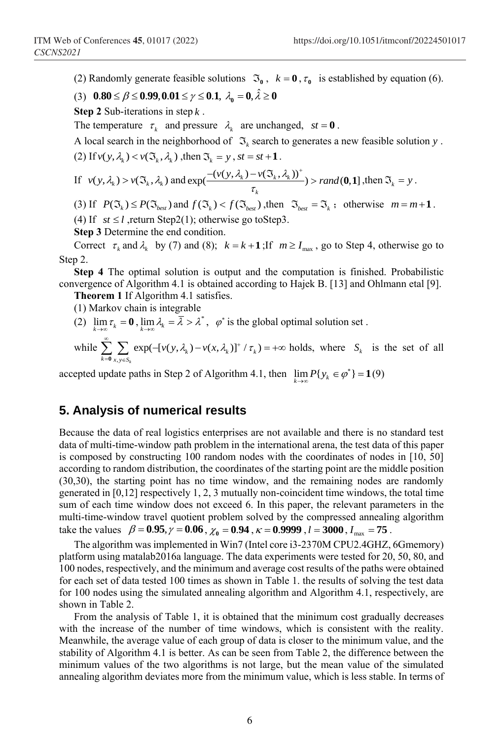(2) Randomly generate feasible solutions $\Im_0$, $k = 0$, $\tau_0$ is established by equation (6).

(3) $0.80 \le \beta \le 0.99, 0.01 \le \gamma \le 0.1, \lambda_0 = 0, \hat{\lambda} \ge 0$

**Step 2** Sub-iterations in step $k$.

The temperature $\tau_k$ and pressure $\lambda_k$ are unchanged, $st = 0$.

A local search in the neighborhood of $\Im_k$ search to generates a new feasible solution $y$.

(2) If $v(y, \lambda_k) < v(\Im_k, \lambda_k)$ ,then $\Im_k = y$, $st = st + 1$.

If $v(y, \lambda_k) > v(\Im_k, \lambda_k)$ and $\exp(\frac{-(v(y, \lambda_k) - v(\Im_k, \lambda_k))^+}{\tau_k}) > rand(0,1]$ ,then $\Im_k = y$.

(3) If $P(\Im_k) \le P(\Im_{best})$ and $f(\Im_k) < f(\Im_{best})$ ,then $\Im_{best} = \Im_k$; otherwise $m = m + 1$.

(4) If $st \le l$ ,return Step2(1); otherwise go toStep3.

**Step 3** Determine the end condition.

Correct $\tau_k$ and $\lambda_k$ by (7) and (8); $k = k + 1$;If $m \ge I_{\max}$, go to Step 4, otherwise go to Step 2.

**Step 4** The optimal solution is output and the computation is finished. Probabilistic convergence of Algorithm 4.1 is obtained according to Hajek B. [13] and Ohlmann etal [9].

**Theorem 1** If Algorithm 4.1 satisfies.

(1) Markov chain is integrable

(2) $\lim_{k\to\infty} \tau_k = 0$, $\lim_{k\to\infty} \lambda_k = \bar{\lambda} > \lambda^*$, $\varphi^*$ is the global optimal solution set .

while $\sum_{k=0}^{\infty} \sum_{x,y \in S_k} \exp(-[v(y, \lambda_k) - v(x, \lambda_k)]^+ / \tau_k) = +\infty$ holds, where $S_k$ is the set of all accepted update paths in Step 2 of Algorithm 4.1, then $\lim_{k\to\infty} P\{y_k \in \varphi^*\} = 1$ (9)

## 5. Analysis of numerical results

Because the data of real logistics enterprises are not available and there is no standard test data of multi-time-window path problem in the international arena, the test data of this paper is composed by constructing 100 random nodes with the coordinates of nodes in [10, 50] according to random distribution, the coordinates of the starting point are the middle position (30,30), the starting point has no time window, and the remaining nodes are randomly generated in [0,12] respectively 1, 2, 3 mutually non-coincident time windows, the total time sum of each time window does not exceed 6. In this paper, the relevant parameters in the multi-time-window travel quotient problem solved by the compressed annealing algorithm take the values $\beta = 0.95, \gamma = 0.06$, $\chi_0 = 0.94$, $\kappa = 0.9999$, $l = 3000$, $I_{\max} = 75$.

The algorithm was implemented in Win7 (Intel core i3-2370M CPU2.4GHZ, 6Gmemory) platform using matalab2016a language. The data experiments were tested for 20, 50, 80, and 100 nodes, respectively, and the minimum and average cost results of the paths were obtained for each set of data tested 100 times as shown in Table 1. the results of solving the test data for 100 nodes using the simulated annealing algorithm and Algorithm 4.1, respectively, are shown in Table 2.

From the analysis of Table 1, it is obtained that the minimum cost gradually decreases with the increase of the number of time windows, which is consistent with the reality. Meanwhile, the average value of each group of data is closer to the minimum value, and the stability of Algorithm 4.1 is better. As can be seen from Table 2, the difference between the minimum values of the two algorithms is not large, but the mean value of the simulated annealing algorithm deviates more from the minimum value, which is less stable. In terms of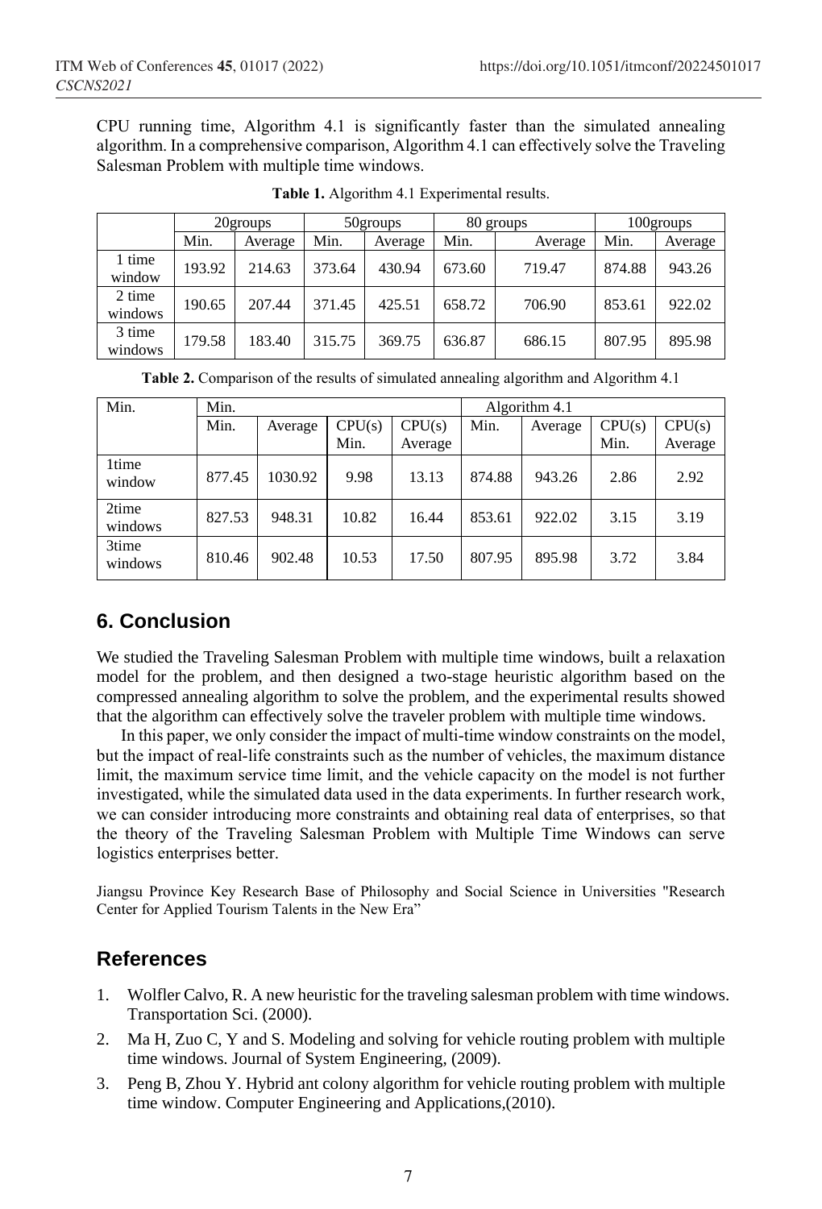CPU running time, Algorithm 4.1 is significantly faster than the simulated annealing algorithm. In a comprehensive comparison, Algorithm 4.1 can effectively solve the Traveling Salesman Problem with multiple time windows.

**Table 1.** Algorithm 4.1 Experimental results.

| | 20groups | | 50groups | | 80 groups | | 100groups | |
|---|---|---|---|---|---|---|---|---|
| | Min. | Average | Min. | Average | Min. | Average | Min. | Average |
| 1 time window | 193.92 | 214.63 | 373.64 | 430.94 | 673.60 | 719.47 | 874.88 | 943.26 |
| 2 time windows | 190.65 | 207.44 | 371.45 | 425.51 | 658.72 | 706.90 | 853.61 | 922.02 |
| 3 time windows | 179.58 | 183.40 | 315.75 | 369.75 | 636.87 | 686.15 | 807.95 | 895.98 |

**Table 2.** Comparison of the results of simulated annealing algorithm and Algorithm 4.1

| Min. | Min. | | | | Algorithm 4.1 | | | |
|---|---|---|---|---|---|---|---|---|
| | Min. | Average | CPU(s) Min. | CPU(s) Average | Min. | Average | CPU(s) Min. | CPU(s) Average |
| 1time window | 877.45 | 1030.92 | 9.98 | 13.13 | 874.88 | 943.26 | 2.86 | 2.92 |
| 2time windows | 827.53 | 948.31 | 10.82 | 16.44 | 853.61 | 922.02 | 3.15 | 3.19 |
| 3time windows | 810.46 | 902.48 | 10.53 | 17.50 | 807.95 | 895.98 | 3.72 | 3.84 |

## 6. Conclusion

We studied the Traveling Salesman Problem with multiple time windows, built a relaxation model for the problem, and then designed a two-stage heuristic algorithm based on the compressed annealing algorithm to solve the problem, and the experimental results showed that the algorithm can effectively solve the traveler problem with multiple time windows.

In this paper, we only consider the impact of multi-time window constraints on the model, but the impact of real-life constraints such as the number of vehicles, the maximum distance limit, the maximum service time limit, and the vehicle capacity on the model is not further investigated, while the simulated data used in the data experiments. In further research work, we can consider introducing more constraints and obtaining real data of enterprises, so that the theory of the Traveling Salesman Problem with Multiple Time Windows can serve logistics enterprises better.

Jiangsu Province Key Research Base of Philosophy and Social Science in Universities "Research Center for Applied Tourism Talents in the New Era"

## References

1. Wolfler Calvo, R. A new heuristic for the traveling salesman problem with time windows. Transportation Sci. (2000).
2. Ma H, Zuo C, Y and S. Modeling and solving for vehicle routing problem with multiple time windows. Journal of System Engineering, (2009).
3. Peng B, Zhou Y. Hybrid ant colony algorithm for vehicle routing problem with multiple time window. Computer Engineering and Applications,(2010).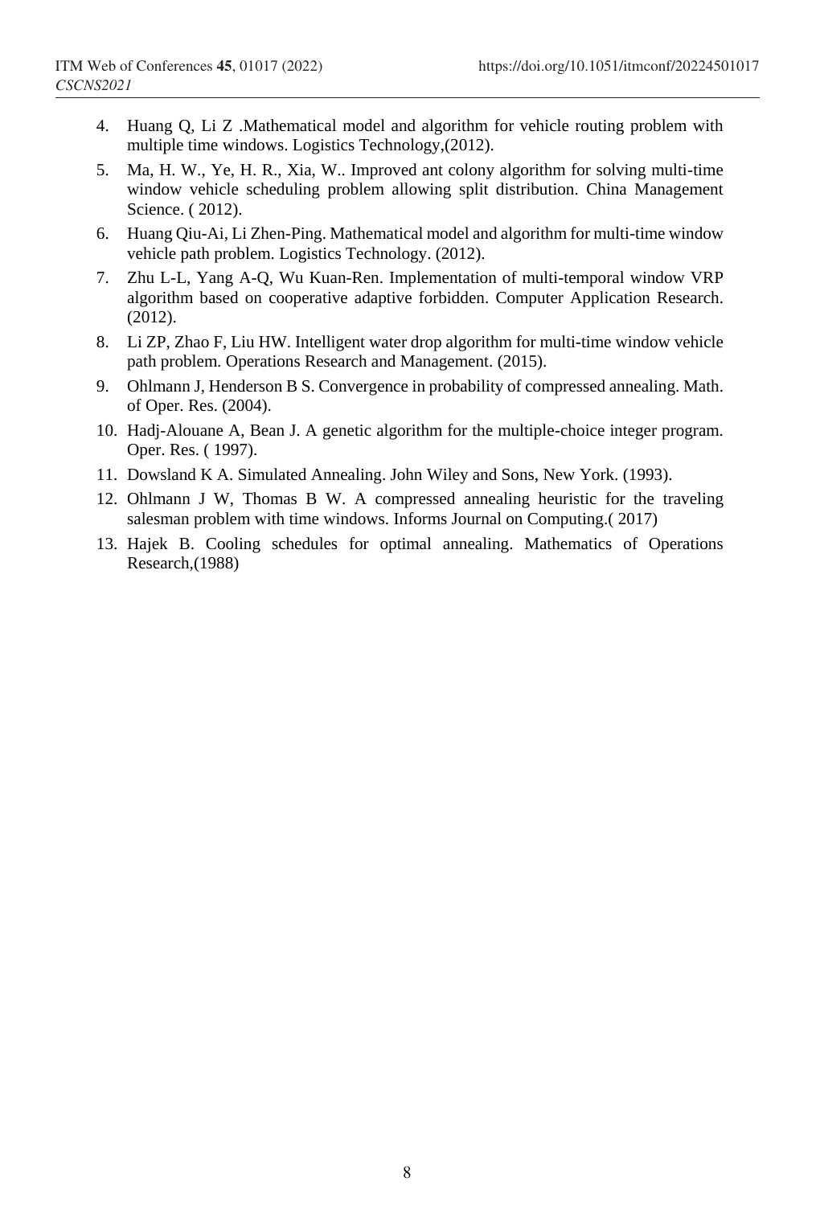4. Huang Q, Li Z .Mathematical model and algorithm for vehicle routing problem with multiple time windows. Logistics Technology,(2012).
5. Ma, H. W., Ye, H. R., Xia, W.. Improved ant colony algorithm for solving multi-time window vehicle scheduling problem allowing split distribution. China Management Science. ( 2012).
6. Huang Qiu-Ai, Li Zhen-Ping. Mathematical model and algorithm for multi-time window vehicle path problem. Logistics Technology. (2012).
7. Zhu L-L, Yang A-Q, Wu Kuan-Ren. Implementation of multi-temporal window VRP algorithm based on cooperative adaptive forbidden. Computer Application Research. (2012).
8. Li ZP, Zhao F, Liu HW. Intelligent water drop algorithm for multi-time window vehicle path problem. Operations Research and Management. (2015).
9. Ohlmann J, Henderson B S. Convergence in probability of compressed annealing. Math. of Oper. Res. (2004).
10. Hadj-Alouane A, Bean J. A genetic algorithm for the multiple-choice integer program. Oper. Res. ( 1997).
11. Dowsland K A. Simulated Annealing. John Wiley and Sons, New York. (1993).
12. Ohlmann J W, Thomas B W. A compressed annealing heuristic for the traveling salesman problem with time windows. Informs Journal on Computing.( 2017)
13. Hajek B. Cooling schedules for optimal annealing. Mathematics of Operations Research,(1988)